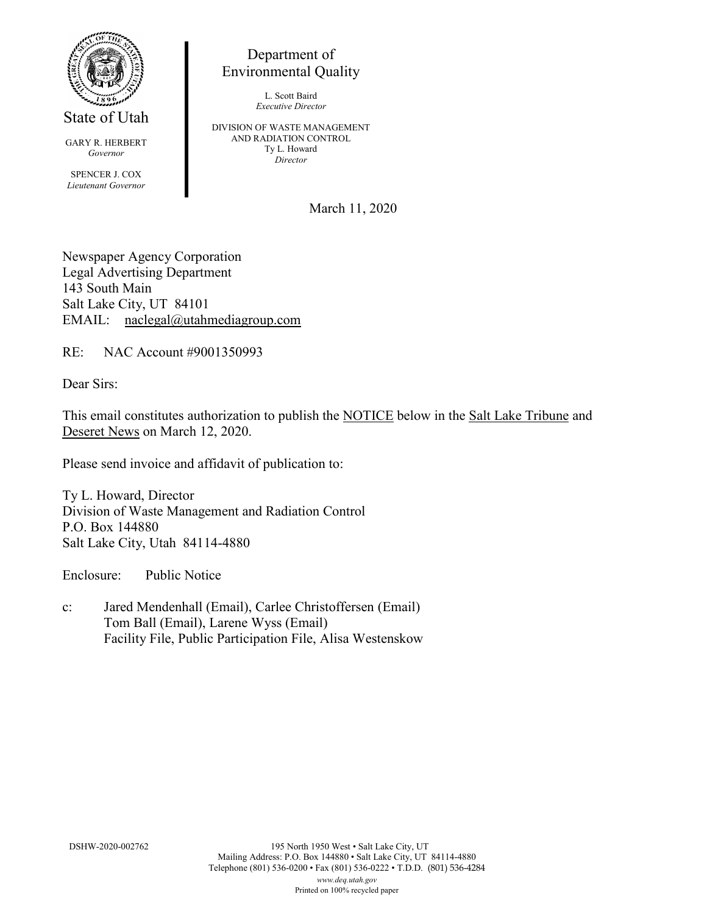State of Utah

GARY R. HERBERT
*Governor*

SPENCER J. COX
*Lieutenant Governor*

Department of
Environmental Quality

L. Scott Baird
*Executive Director*

DIVISION OF WASTE MANAGEMENT
AND RADIATION CONTROL
Ty L. Howard
*Director*

March 11, 2020

Newspaper Agency Corporation
Legal Advertising Department
143 South Main
Salt Lake City, UT 84101
EMAIL: naclegal@utahmediagroup.com

RE: NAC Account #9001350993

Dear Sirs:

This email constitutes authorization to publish the NOTICE below in the Salt Lake Tribune and Deseret News on March 12, 2020.

Please send invoice and affidavit of publication to:

Ty L. Howard, Director
Division of Waste Management and Radiation Control
P.O. Box 144880
Salt Lake City, Utah 84114-4880

Enclosure: Public Notice

c: Jared Mendenhall (Email), Carlee Christoffersen (Email)
Tom Ball (Email), Larene Wyss (Email)
Facility File, Public Participation File, Alisa Westenskow

DSHW-2020-002762

195 North 1950 West • Salt Lake City, UT
Mailing Address: P.O. Box 144880 • Salt Lake City, UT 84114-4880
Telephone (801) 536-0200 • Fax (801) 536-0222 • T.D.D. (801) 536-4284
*www.deq.utah.gov*
Printed on 100% recycled paper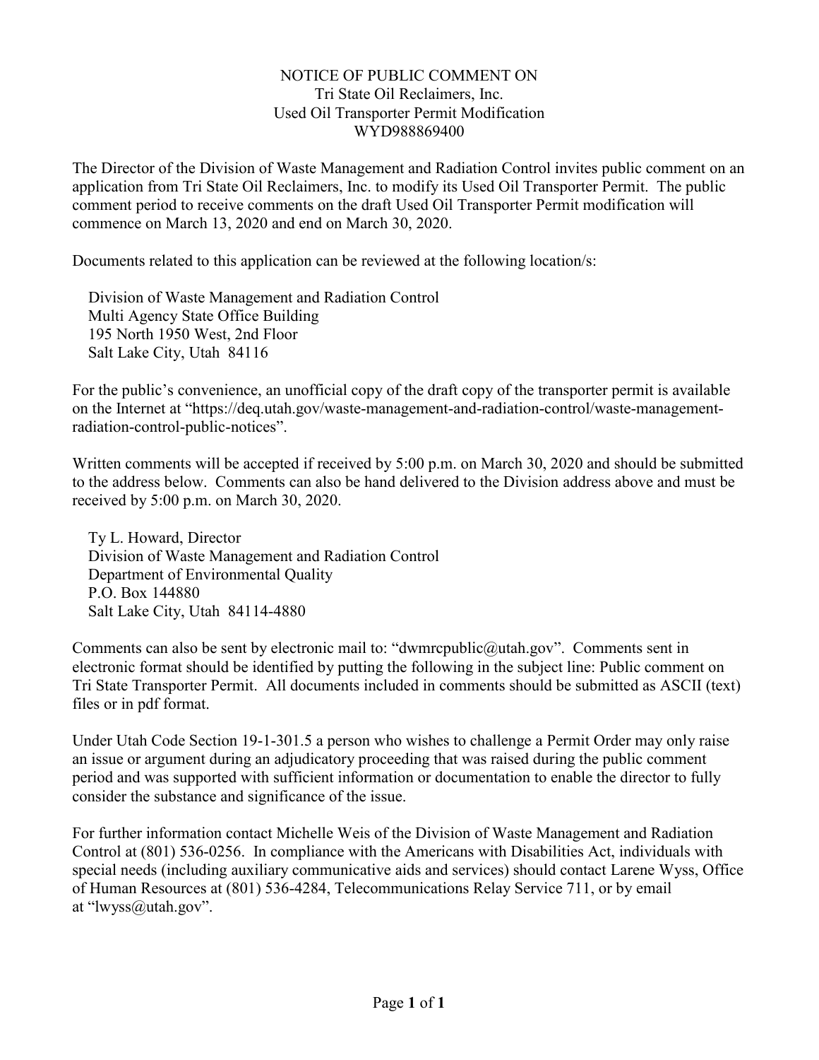# NOTICE OF PUBLIC COMMENT ON
## Tri State Oil Reclaimers, Inc.
## Used Oil Transporter Permit Modification
## WYD988869400

The Director of the Division of Waste Management and Radiation Control invites public comment on an application from Tri State Oil Reclaimers, Inc. to modify its Used Oil Transporter Permit. The public comment period to receive comments on the draft Used Oil Transporter Permit modification will commence on March 13, 2020 and end on March 30, 2020.

Documents related to this application can be reviewed at the following location/s:

Division of Waste Management and Radiation Control
Multi Agency State Office Building
195 North 1950 West, 2nd Floor
Salt Lake City, Utah 84116

For the public's convenience, an unofficial copy of the draft copy of the transporter permit is available on the Internet at "https://deq.utah.gov/waste-management-and-radiation-control/waste-management-radiation-control-public-notices".

Written comments will be accepted if received by 5:00 p.m. on March 30, 2020 and should be submitted to the address below. Comments can also be hand delivered to the Division address above and must be received by 5:00 p.m. on March 30, 2020.

Ty L. Howard, Director
Division of Waste Management and Radiation Control
Department of Environmental Quality
P.O. Box 144880
Salt Lake City, Utah 84114-4880

Comments can also be sent by electronic mail to: "dwmrcpublic@utah.gov". Comments sent in electronic format should be identified by putting the following in the subject line: Public comment on Tri State Transporter Permit. All documents included in comments should be submitted as ASCII (text) files or in pdf format.

Under Utah Code Section 19-1-301.5 a person who wishes to challenge a Permit Order may only raise an issue or argument during an adjudicatory proceeding that was raised during the public comment period and was supported with sufficient information or documentation to enable the director to fully consider the substance and significance of the issue.

For further information contact Michelle Weis of the Division of Waste Management and Radiation Control at (801) 536-0256. In compliance with the Americans with Disabilities Act, individuals with special needs (including auxiliary communicative aids and services) should contact Larene Wyss, Office of Human Resources at (801) 536-4284, Telecommunications Relay Service 711, or by email at "lwyss@utah.gov".